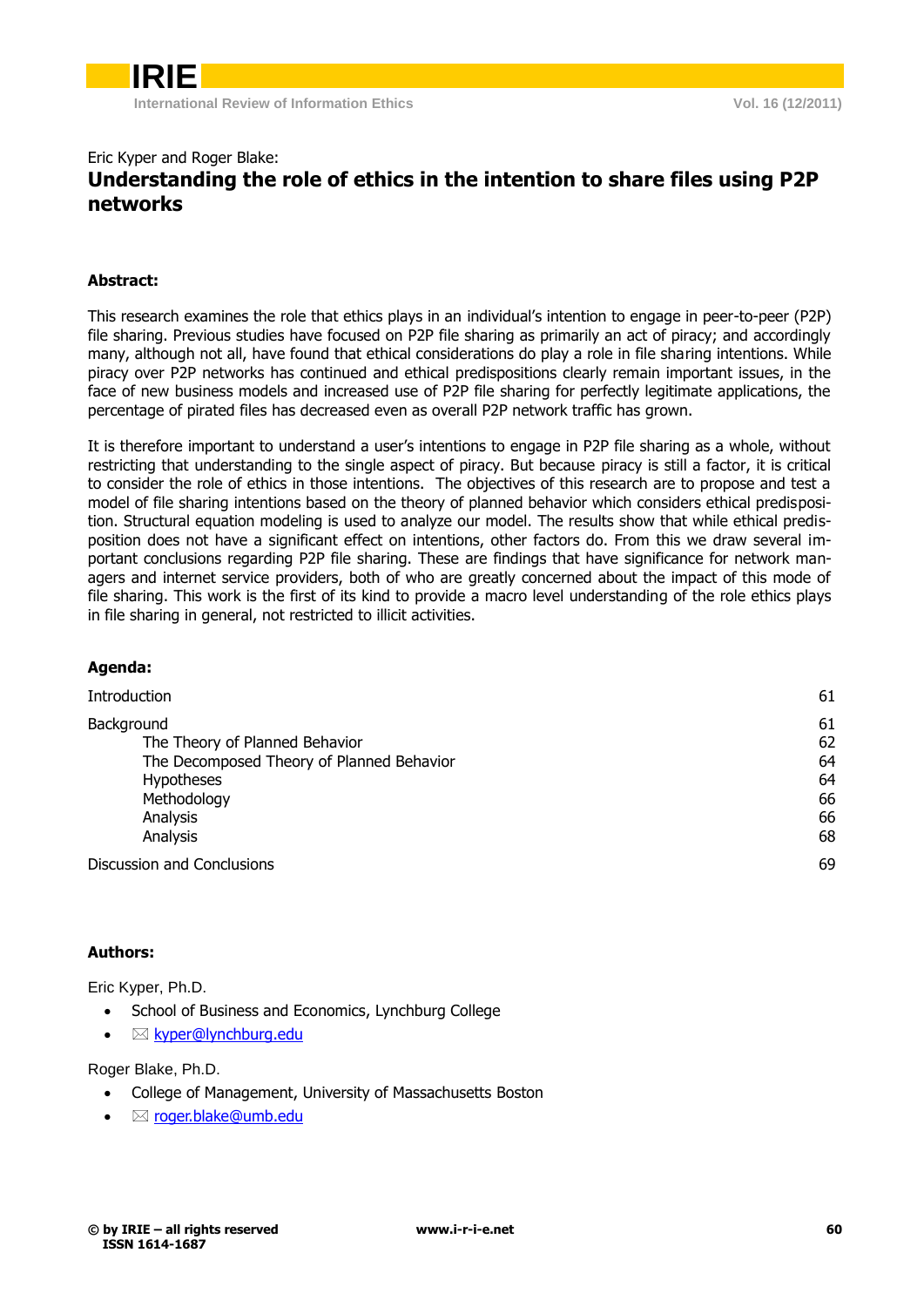Eric Kyper and Roger Blake:

# Understanding the role of ethics in the intention to share files using P2P networks

## Abstract:

This research examines the role that ethics plays in an individual's intention to engage in peer-to-peer (P2P) file sharing. Previous studies have focused on P2P file sharing as primarily an act of piracy; and accordingly many, although not all, have found that ethical considerations do play a role in file sharing intentions. While piracy over P2P networks has continued and ethical predispositions clearly remain important issues, in the face of new business models and increased use of P2P file sharing for perfectly legitimate applications, the percentage of pirated files has decreased even as overall P2P network traffic has grown.

It is therefore important to understand a user's intentions to engage in P2P file sharing as a whole, without restricting that understanding to the single aspect of piracy. But because piracy is still a factor, it is critical to consider the role of ethics in those intentions. The objectives of this research are to propose and test a model of file sharing intentions based on the theory of planned behavior which considers ethical predisposition. Structural equation modeling is used to analyze our model. The results show that while ethical predisposition does not have a significant effect on intentions, other factors do. From this we draw several important conclusions regarding P2P file sharing. These are findings that have significance for network managers and internet service providers, both of who are greatly concerned about the impact of this mode of file sharing. This work is the first of its kind to provide a macro level understanding of the role ethics plays in file sharing in general, not restricted to illicit activities.

## Agenda:

| | |
|---|---|
| Introduction | 61 |
| Background | 61 |
| The Theory of Planned Behavior | 62 |
| The Decomposed Theory of Planned Behavior | 64 |
| Hypotheses | 64 |
| Methodology | 66 |
| Analysis | 66 |
| Analysis | 68 |
| Discussion and Conclusions | 69 |

## Authors:

Eric Kyper, Ph.D.

- School of Business and Economics, Lynchburg College
- ✉ kyper@lynchburg.edu

Roger Blake, Ph.D.

- College of Management, University of Massachusetts Boston
- ✉ roger.blake@umb.edu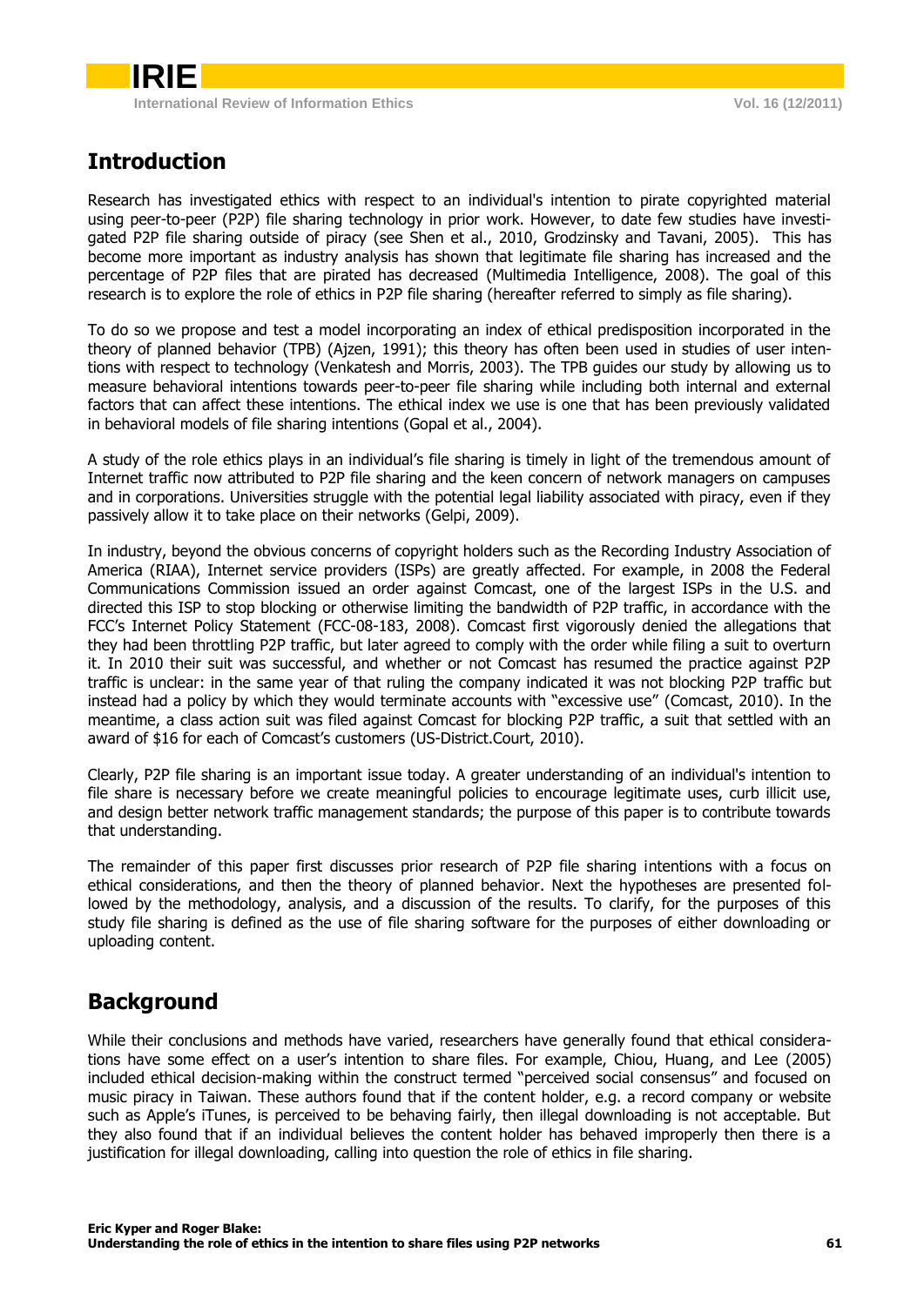## Introduction

Research has investigated ethics with respect to an individual's intention to pirate copyrighted material using peer-to-peer (P2P) file sharing technology in prior work. However, to date few studies have investigated P2P file sharing outside of piracy (see Shen et al., 2010, Grodzinsky and Tavani, 2005). This has become more important as industry analysis has shown that legitimate file sharing has increased and the percentage of P2P files that are pirated has decreased (Multimedia Intelligence, 2008). The goal of this research is to explore the role of ethics in P2P file sharing (hereafter referred to simply as file sharing).

To do so we propose and test a model incorporating an index of ethical predisposition incorporated in the theory of planned behavior (TPB) (Ajzen, 1991); this theory has often been used in studies of user intentions with respect to technology (Venkatesh and Morris, 2003). The TPB guides our study by allowing us to measure behavioral intentions towards peer-to-peer file sharing while including both internal and external factors that can affect these intentions. The ethical index we use is one that has been previously validated in behavioral models of file sharing intentions (Gopal et al., 2004).

A study of the role ethics plays in an individual's file sharing is timely in light of the tremendous amount of Internet traffic now attributed to P2P file sharing and the keen concern of network managers on campuses and in corporations. Universities struggle with the potential legal liability associated with piracy, even if they passively allow it to take place on their networks (Gelpi, 2009).

In industry, beyond the obvious concerns of copyright holders such as the Recording Industry Association of America (RIAA), Internet service providers (ISPs) are greatly affected. For example, in 2008 the Federal Communications Commission issued an order against Comcast, one of the largest ISPs in the U.S. and directed this ISP to stop blocking or otherwise limiting the bandwidth of P2P traffic, in accordance with the FCC's Internet Policy Statement (FCC-08-183, 2008). Comcast first vigorously denied the allegations that they had been throttling P2P traffic, but later agreed to comply with the order while filing a suit to overturn it. In 2010 their suit was successful, and whether or not Comcast has resumed the practice against P2P traffic is unclear: in the same year of that ruling the company indicated it was not blocking P2P traffic but instead had a policy by which they would terminate accounts with "excessive use" (Comcast, 2010). In the meantime, a class action suit was filed against Comcast for blocking P2P traffic, a suit that settled with an award of \$16 for each of Comcast's customers (US-District.Court, 2010).

Clearly, P2P file sharing is an important issue today. A greater understanding of an individual's intention to file share is necessary before we create meaningful policies to encourage legitimate uses, curb illicit use, and design better network traffic management standards; the purpose of this paper is to contribute towards that understanding.

The remainder of this paper first discusses prior research of P2P file sharing intentions with a focus on ethical considerations, and then the theory of planned behavior. Next the hypotheses are presented followed by the methodology, analysis, and a discussion of the results. To clarify, for the purposes of this study file sharing is defined as the use of file sharing software for the purposes of either downloading or uploading content.

## Background

While their conclusions and methods have varied, researchers have generally found that ethical considerations have some effect on a user's intention to share files. For example, Chiou, Huang, and Lee (2005) included ethical decision-making within the construct termed "perceived social consensus" and focused on music piracy in Taiwan. These authors found that if the content holder, e.g. a record company or website such as Apple's iTunes, is perceived to be behaving fairly, then illegal downloading is not acceptable. But they also found that if an individual believes the content holder has behaved improperly then there is a justification for illegal downloading, calling into question the role of ethics in file sharing.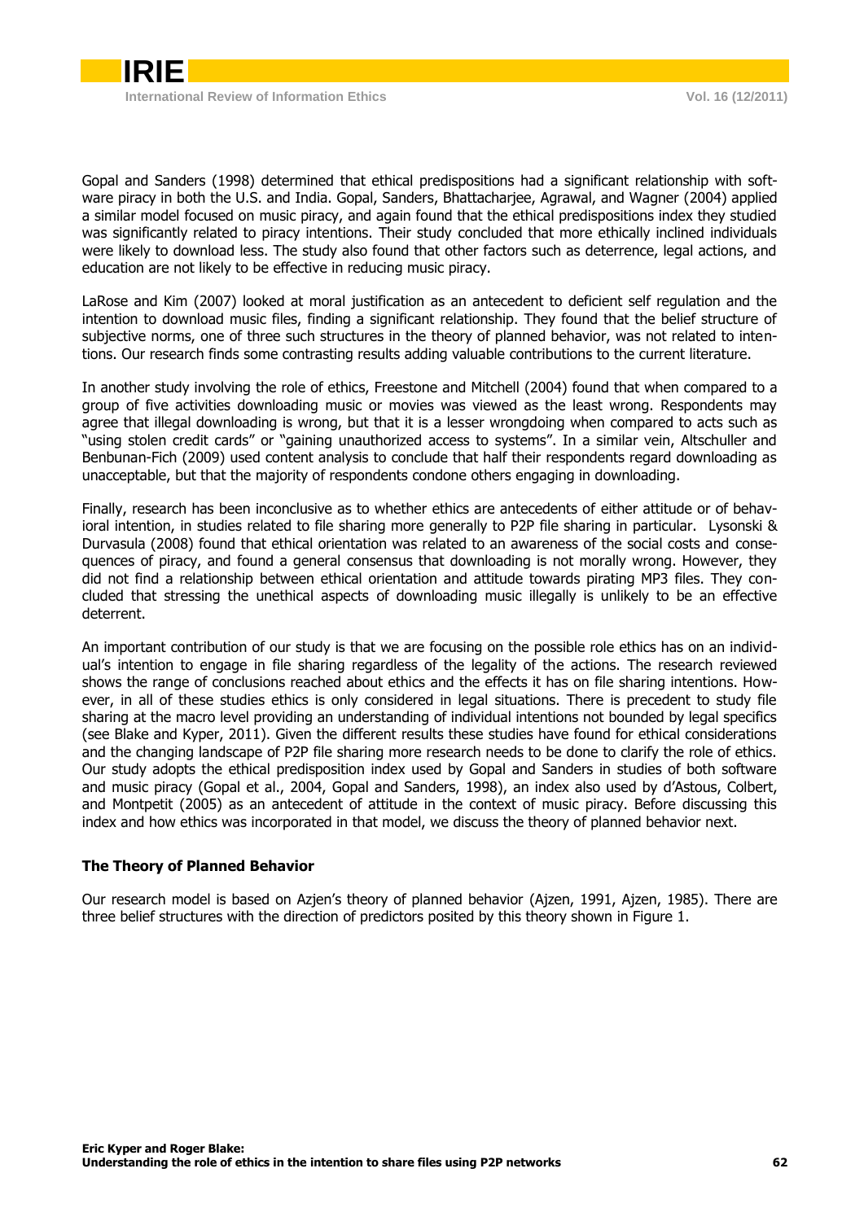Gopal and Sanders (1998) determined that ethical predispositions had a significant relationship with software piracy in both the U.S. and India. Gopal, Sanders, Bhattacharjee, Agrawal, and Wagner (2004) applied a similar model focused on music piracy, and again found that the ethical predispositions index they studied was significantly related to piracy intentions. Their study concluded that more ethically inclined individuals were likely to download less. The study also found that other factors such as deterrence, legal actions, and education are not likely to be effective in reducing music piracy.

LaRose and Kim (2007) looked at moral justification as an antecedent to deficient self regulation and the intention to download music files, finding a significant relationship. They found that the belief structure of subjective norms, one of three such structures in the theory of planned behavior, was not related to intentions. Our research finds some contrasting results adding valuable contributions to the current literature.

In another study involving the role of ethics, Freestone and Mitchell (2004) found that when compared to a group of five activities downloading music or movies was viewed as the least wrong. Respondents may agree that illegal downloading is wrong, but that it is a lesser wrongdoing when compared to acts such as "using stolen credit cards" or "gaining unauthorized access to systems". In a similar vein, Altschuller and Benbunan-Fich (2009) used content analysis to conclude that half their respondents regard downloading as unacceptable, but that the majority of respondents condone others engaging in downloading.

Finally, research has been inconclusive as to whether ethics are antecedents of either attitude or of behavioral intention, in studies related to file sharing more generally to P2P file sharing in particular. Lysonski & Durvasula (2008) found that ethical orientation was related to an awareness of the social costs and consequences of piracy, and found a general consensus that downloading is not morally wrong. However, they did not find a relationship between ethical orientation and attitude towards pirating MP3 files. They concluded that stressing the unethical aspects of downloading music illegally is unlikely to be an effective deterrent.

An important contribution of our study is that we are focusing on the possible role ethics has on an individual's intention to engage in file sharing regardless of the legality of the actions. The research reviewed shows the range of conclusions reached about ethics and the effects it has on file sharing intentions. However, in all of these studies ethics is only considered in legal situations. There is precedent to study file sharing at the macro level providing an understanding of individual intentions not bounded by legal specifics (see Blake and Kyper, 2011). Given the different results these studies have found for ethical considerations and the changing landscape of P2P file sharing more research needs to be done to clarify the role of ethics. Our study adopts the ethical predisposition index used by Gopal and Sanders in studies of both software and music piracy (Gopal et al., 2004, Gopal and Sanders, 1998), an index also used by d'Astous, Colbert, and Montpetit (2005) as an antecedent of attitude in the context of music piracy. Before discussing this index and how ethics was incorporated in that model, we discuss the theory of planned behavior next.

### The Theory of Planned Behavior

Our research model is based on Azjen's theory of planned behavior (Ajzen, 1991, Ajzen, 1985). There are three belief structures with the direction of predictors posited by this theory shown in Figure 1.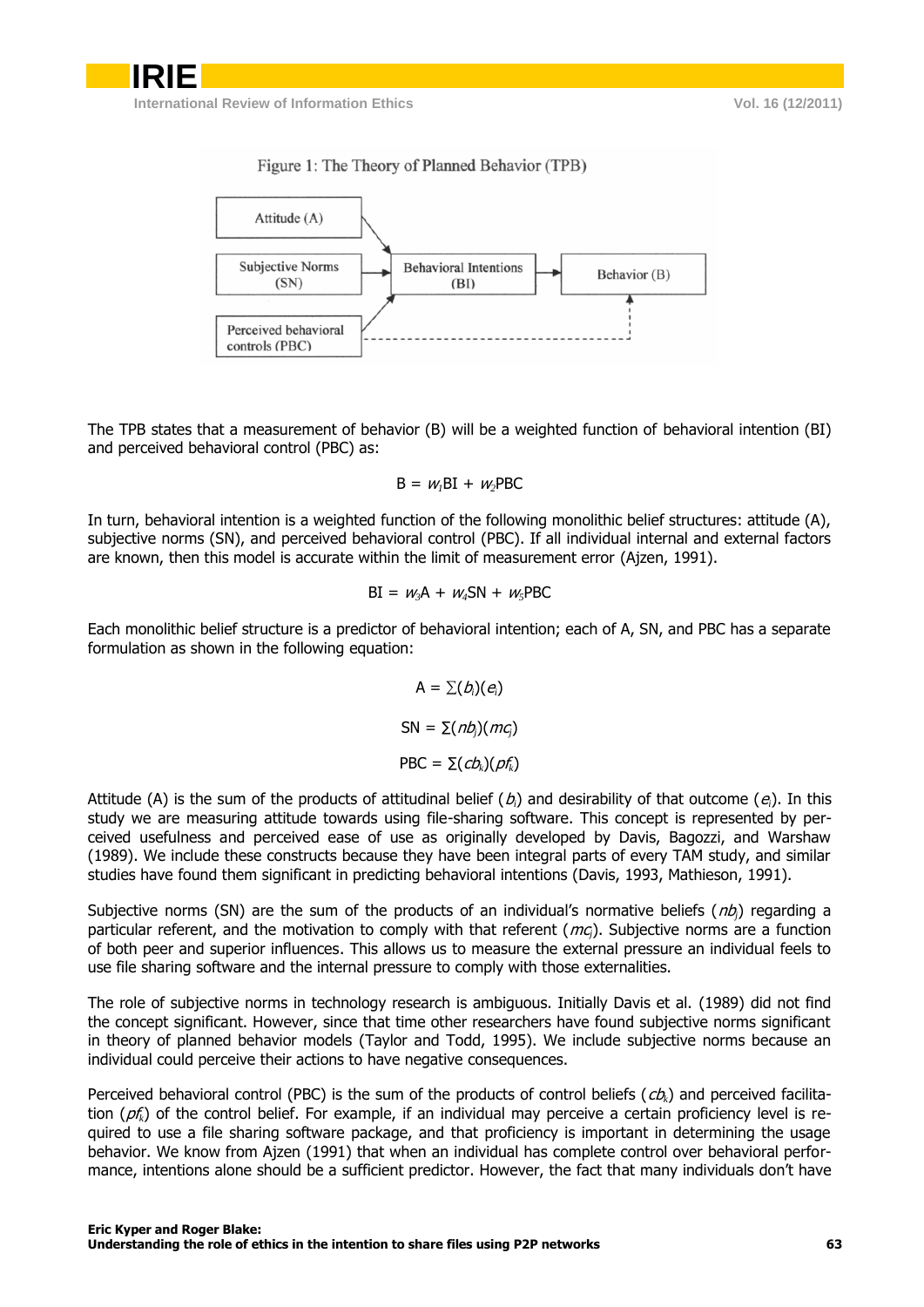Figure 1: The Theory of Planned Behavior (TPB)

The TPB states that a measurement of behavior (B) will be a weighted function of behavioral intention (BI) and perceived behavioral control (PBC) as:

$$B = w_1 BI + w_2 PBC$$

In turn, behavioral intention is a weighted function of the following monolithic belief structures: attitude (A), subjective norms (SN), and perceived behavioral control (PBC). If all individual internal and external factors are known, then this model is accurate within the limit of measurement error (Ajzen, 1991).

$$BI = w_3 A + w_4 SN + w_5 PBC$$

Each monolithic belief structure is a predictor of behavioral intention; each of A, SN, and PBC has a separate formulation as shown in the following equation:

$$A = \sum(b_i)(e_i)$$

$$SN = \sum(nb_j)(mc_j)$$

$$PBC = \sum(cb_k)(pf_k)$$

Attitude (A) is the sum of the products of attitudinal belief ($b_i$) and desirability of that outcome ($e_i$). In this study we are measuring attitude towards using file-sharing software. This concept is represented by perceived usefulness and perceived ease of use as originally developed by Davis, Bagozzi, and Warshaw (1989). We include these constructs because they have been integral parts of every TAM study, and similar studies have found them significant in predicting behavioral intentions (Davis, 1993, Mathieson, 1991).

Subjective norms (SN) are the sum of the products of an individual's normative beliefs ($nb_j$) regarding a particular referent, and the motivation to comply with that referent ($mc_j$). Subjective norms are a function of both peer and superior influences. This allows us to measure the external pressure an individual feels to use file sharing software and the internal pressure to comply with those externalities.

The role of subjective norms in technology research is ambiguous. Initially Davis et al. (1989) did not find the concept significant. However, since that time other researchers have found subjective norms significant in theory of planned behavior models (Taylor and Todd, 1995). We include subjective norms because an individual could perceive their actions to have negative consequences.

Perceived behavioral control (PBC) is the sum of the products of control beliefs ($cb_k$) and perceived facilitation ($pf_k$) of the control belief. For example, if an individual may perceive a certain proficiency level is required to use a file sharing software package, and that proficiency is important in determining the usage behavior. We know from Ajzen (1991) that when an individual has complete control over behavioral performance, intentions alone should be a sufficient predictor. However, the fact that many individuals don't have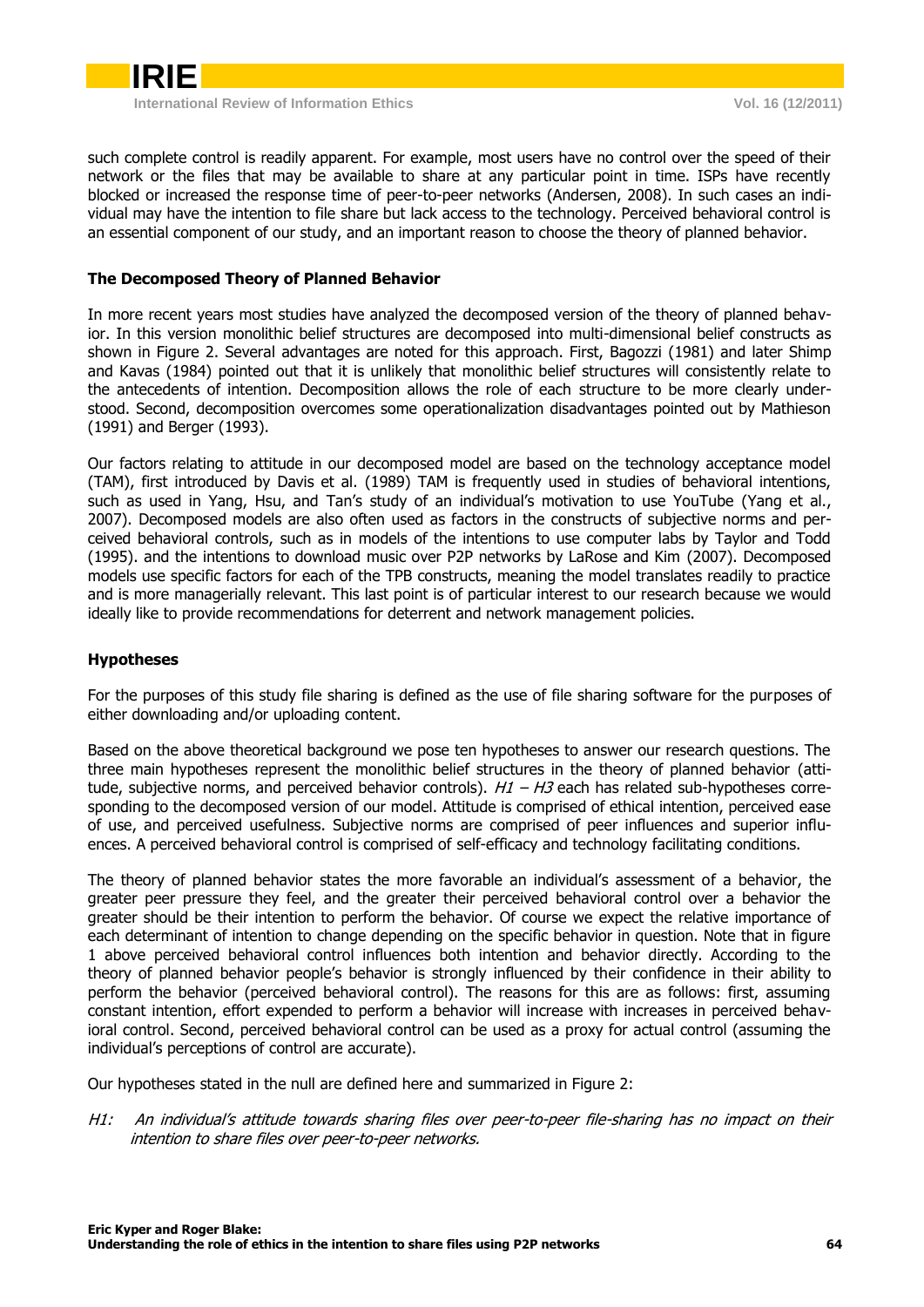such complete control is readily apparent. For example, most users have no control over the speed of their network or the files that may be available to share at any particular point in time. ISPs have recently blocked or increased the response time of peer-to-peer networks (Andersen, 2008). In such cases an individual may have the intention to file share but lack access to the technology. Perceived behavioral control is an essential component of our study, and an important reason to choose the theory of planned behavior.

### The Decomposed Theory of Planned Behavior

In more recent years most studies have analyzed the decomposed version of the theory of planned behavior. In this version monolithic belief structures are decomposed into multi-dimensional belief constructs as shown in Figure 2. Several advantages are noted for this approach. First, Bagozzi (1981) and later Shimp and Kavas (1984) pointed out that it is unlikely that monolithic belief structures will consistently relate to the antecedents of intention. Decomposition allows the role of each structure to be more clearly understood. Second, decomposition overcomes some operationalization disadvantages pointed out by Mathieson (1991) and Berger (1993).

Our factors relating to attitude in our decomposed model are based on the technology acceptance model (TAM), first introduced by Davis et al. (1989) TAM is frequently used in studies of behavioral intentions, such as used in Yang, Hsu, and Tan's study of an individual's motivation to use YouTube (Yang et al., 2007). Decomposed models are also often used as factors in the constructs of subjective norms and perceived behavioral controls, such as in models of the intentions to use computer labs by Taylor and Todd (1995). and the intentions to download music over P2P networks by LaRose and Kim (2007). Decomposed models use specific factors for each of the TPB constructs, meaning the model translates readily to practice and is more managerially relevant. This last point is of particular interest to our research because we would ideally like to provide recommendations for deterrent and network management policies.

### Hypotheses

For the purposes of this study file sharing is defined as the use of file sharing software for the purposes of either downloading and/or uploading content.

Based on the above theoretical background we pose ten hypotheses to answer our research questions. The three main hypotheses represent the monolithic belief structures in the theory of planned behavior (attitude, subjective norms, and perceived behavior controls). *H1 – H3* each has related sub-hypotheses corresponding to the decomposed version of our model. Attitude is comprised of ethical intention, perceived ease of use, and perceived usefulness. Subjective norms are comprised of peer influences and superior influences. A perceived behavioral control is comprised of self-efficacy and technology facilitating conditions.

The theory of planned behavior states the more favorable an individual's assessment of a behavior, the greater peer pressure they feel, and the greater their perceived behavioral control over a behavior the greater should be their intention to perform the behavior. Of course we expect the relative importance of each determinant of intention to change depending on the specific behavior in question. Note that in figure 1 above perceived behavioral control influences both intention and behavior directly. According to the theory of planned behavior people's behavior is strongly influenced by their confidence in their ability to perform the behavior (perceived behavioral control). The reasons for this are as follows: first, assuming constant intention, effort expended to perform a behavior will increase with increases in perceived behavioral control. Second, perceived behavioral control can be used as a proxy for actual control (assuming the individual's perceptions of control are accurate).

Our hypotheses stated in the null are defined here and summarized in Figure 2:

*H1: An individual's attitude towards sharing files over peer-to-peer file-sharing has no impact on their intention to share files over peer-to-peer networks.*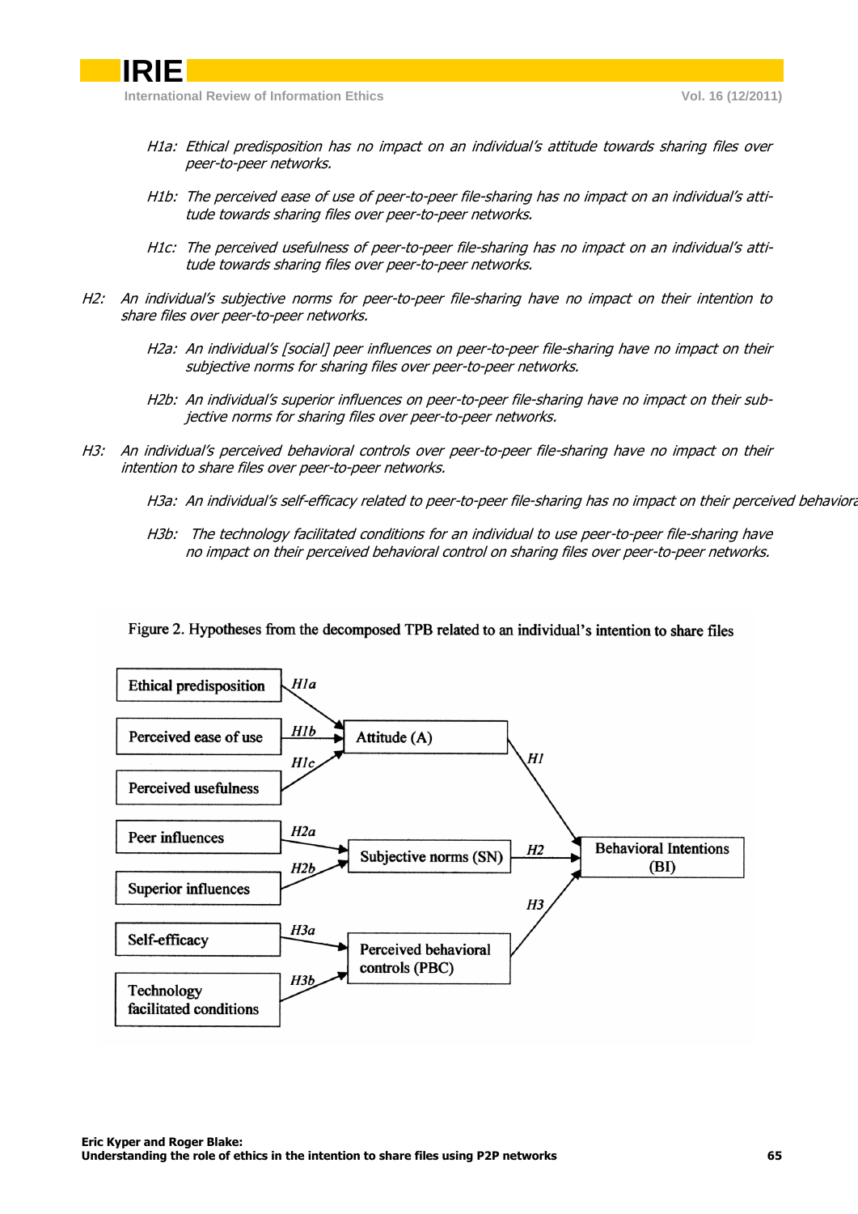*H1a: Ethical predisposition has no impact on an individual's attitude towards sharing files over peer-to-peer networks.*

*H1b: The perceived ease of use of peer-to-peer file-sharing has no impact on an individual's attitude towards sharing files over peer-to-peer networks.*

*H1c: The perceived usefulness of peer-to-peer file-sharing has no impact on an individual's attitude towards sharing files over peer-to-peer networks.*

*H2: An individual's subjective norms for peer-to-peer file-sharing have no impact on their intention to share files over peer-to-peer networks.*

*H2a: An individual's [social] peer influences on peer-to-peer file-sharing have no impact on their subjective norms for sharing files over peer-to-peer networks.*

*H2b: An individual's superior influences on peer-to-peer file-sharing have no impact on their subjective norms for sharing files over peer-to-peer networks.*

*H3: An individual's perceived behavioral controls over peer-to-peer file-sharing have no impact on their intention to share files over peer-to-peer networks.*

*H3a: An individual's self-efficacy related to peer-to-peer file-sharing has no impact on their perceived behaviora*

*H3b: The technology facilitated conditions for an individual to use peer-to-peer file-sharing have no impact on their perceived behavioral control on sharing files over peer-to-peer networks.*

Figure 2. Hypotheses from the decomposed TPB related to an individual's intention to share files

Ethical predisposition —H1a→ Attitude (A)
Perceived ease of use —H1b→ Attitude (A)
Perceived usefulness —H1c→ Attitude (A)
Peer influences —H2a→ Subjective norms (SN)
Superior influences —H2b→ Subjective norms (SN)
Self-efficacy —H3a→ Perceived behavioral controls (PBC)
Technology facilitated conditions —H3b→ Perceived behavioral controls (PBC)
Attitude (A) —H1→ Behavioral Intentions (BI)
Subjective norms (SN) —H2→ Behavioral Intentions (BI)
Perceived behavioral controls (PBC) —H3→ Behavioral Intentions (BI)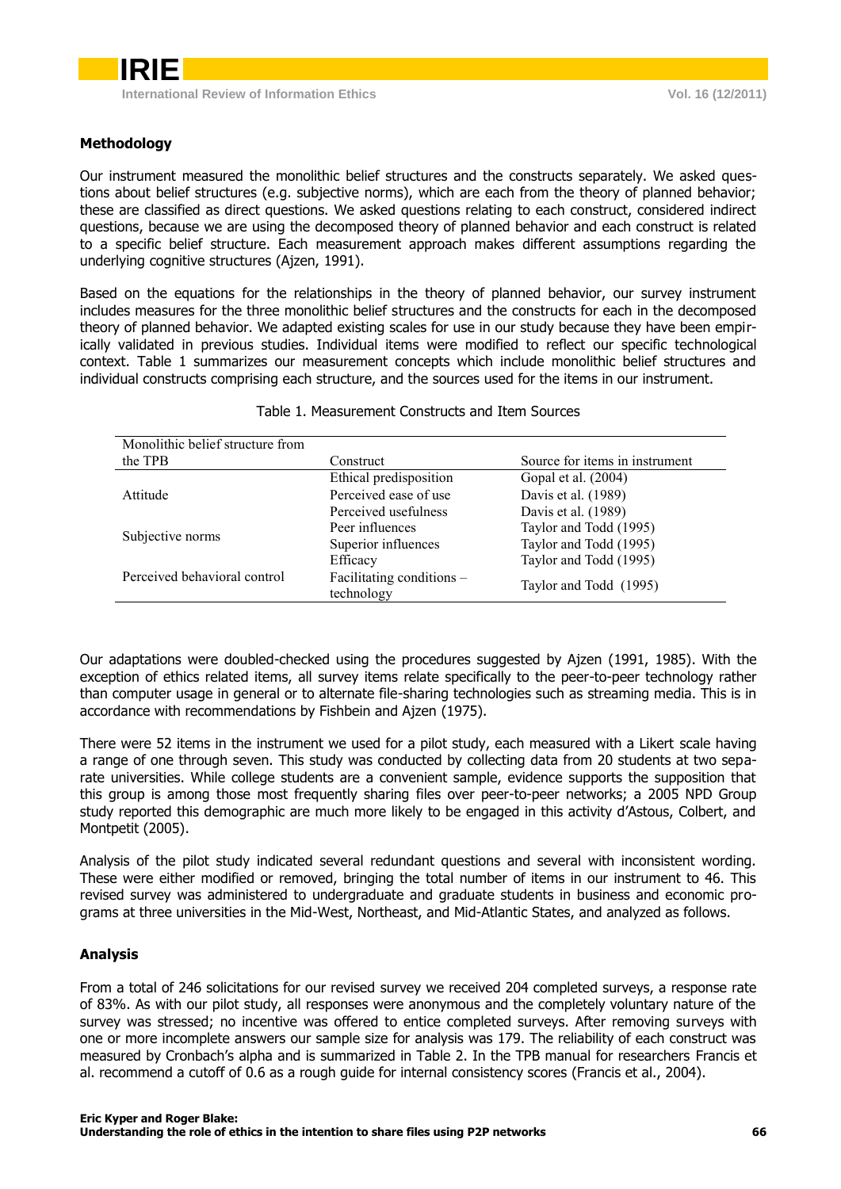## Methodology

Our instrument measured the monolithic belief structures and the constructs separately. We asked questions about belief structures (e.g. subjective norms), which are each from the theory of planned behavior; these are classified as direct questions. We asked questions relating to each construct, considered indirect questions, because we are using the decomposed theory of planned behavior and each construct is related to a specific belief structure. Each measurement approach makes different assumptions regarding the underlying cognitive structures (Ajzen, 1991).

Based on the equations for the relationships in the theory of planned behavior, our survey instrument includes measures for the three monolithic belief structures and the constructs for each in the decomposed theory of planned behavior. We adapted existing scales for use in our study because they have been empirically validated in previous studies. Individual items were modified to reflect our specific technological context. Table 1 summarizes our measurement concepts which include monolithic belief structures and individual constructs comprising each structure, and the sources used for the items in our instrument.

Table 1. Measurement Constructs and Item Sources

| Monolithic belief structure from the TPB | Construct | Source for items in instrument |
|---|---|---|
| Attitude | Ethical predisposition | Gopal et al. (2004) |
| | Perceived ease of use | Davis et al. (1989) |
| | Perceived usefulness | Davis et al. (1989) |
| Subjective norms | Peer influences | Taylor and Todd (1995) |
| | Superior influences | Taylor and Todd (1995) |
| Perceived behavioral control | Efficacy | Taylor and Todd (1995) |
| | Facilitating conditions – technology | Taylor and Todd (1995) |

Our adaptations were doubled-checked using the procedures suggested by Ajzen (1991, 1985). With the exception of ethics related items, all survey items relate specifically to the peer-to-peer technology rather than computer usage in general or to alternate file-sharing technologies such as streaming media. This is in accordance with recommendations by Fishbein and Ajzen (1975).

There were 52 items in the instrument we used for a pilot study, each measured with a Likert scale having a range of one through seven. This study was conducted by collecting data from 20 students at two separate universities. While college students are a convenient sample, evidence supports the supposition that this group is among those most frequently sharing files over peer-to-peer networks; a 2005 NPD Group study reported this demographic are much more likely to be engaged in this activity d'Astous, Colbert, and Montpetit (2005).

Analysis of the pilot study indicated several redundant questions and several with inconsistent wording. These were either modified or removed, bringing the total number of items in our instrument to 46. This revised survey was administered to undergraduate and graduate students in business and economic programs at three universities in the Mid-West, Northeast, and Mid-Atlantic States, and analyzed as follows.

## Analysis

From a total of 246 solicitations for our revised survey we received 204 completed surveys, a response rate of 83%. As with our pilot study, all responses were anonymous and the completely voluntary nature of the survey was stressed; no incentive was offered to entice completed surveys. After removing surveys with one or more incomplete answers our sample size for analysis was 179. The reliability of each construct was measured by Cronbach's alpha and is summarized in Table 2. In the TPB manual for researchers Francis et al. recommend a cutoff of 0.6 as a rough guide for internal consistency scores (Francis et al., 2004).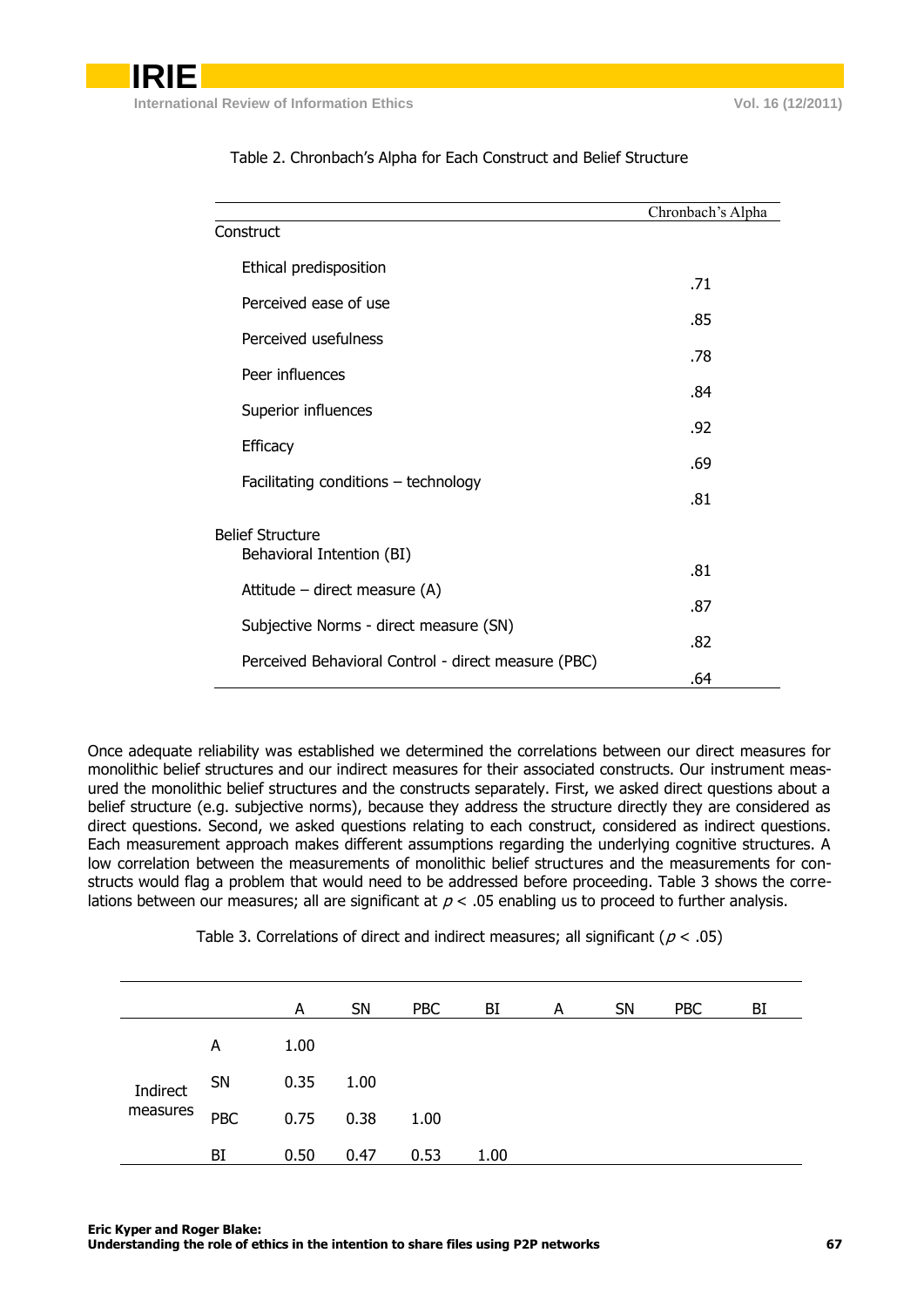Table 2. Chronbach's Alpha for Each Construct and Belief Structure

| | Chronbach's Alpha |
|---|---|
| **Construct** | |
| Ethical predisposition | .71 |
| Perceived ease of use | .85 |
| Perceived usefulness | .78 |
| Peer influences | .84 |
| Superior influences | .92 |
| Efficacy | .69 |
| Facilitating conditions – technology | .81 |
| **Belief Structure** | |
| Behavioral Intention (BI) | .81 |
| Attitude – direct measure (A) | .87 |
| Subjective Norms - direct measure (SN) | .82 |
| Perceived Behavioral Control - direct measure (PBC) | .64 |

Once adequate reliability was established we determined the correlations between our direct measures for monolithic belief structures and our indirect measures for their associated constructs. Our instrument measured the monolithic belief structures and the constructs separately. First, we asked direct questions about a belief structure (e.g. subjective norms), because they address the structure directly they are considered as direct questions. Second, we asked questions relating to each construct, considered as indirect questions. Each measurement approach makes different assumptions regarding the underlying cognitive structures. A low correlation between the measurements of monolithic belief structures and the measurements for constructs would flag a problem that would need to be addressed before proceeding. Table 3 shows the correlations between our measures; all are significant at $p < .05$ enabling us to proceed to further analysis.

Table 3. Correlations of direct and indirect measures; all significant ($p < .05$)

| | | A | SN | PBC | BI | A | SN | PBC | BI |
|---|---|---|---|---|---|---|---|---|---|
| Indirect measures | A | 1.00 | | | | | | | |
| | SN | 0.35 | 1.00 | | | | | | |
| | PBC | 0.75 | 0.38 | 1.00 | | | | | |
| | BI | 0.50 | 0.47 | 0.53 | 1.00 | | | | |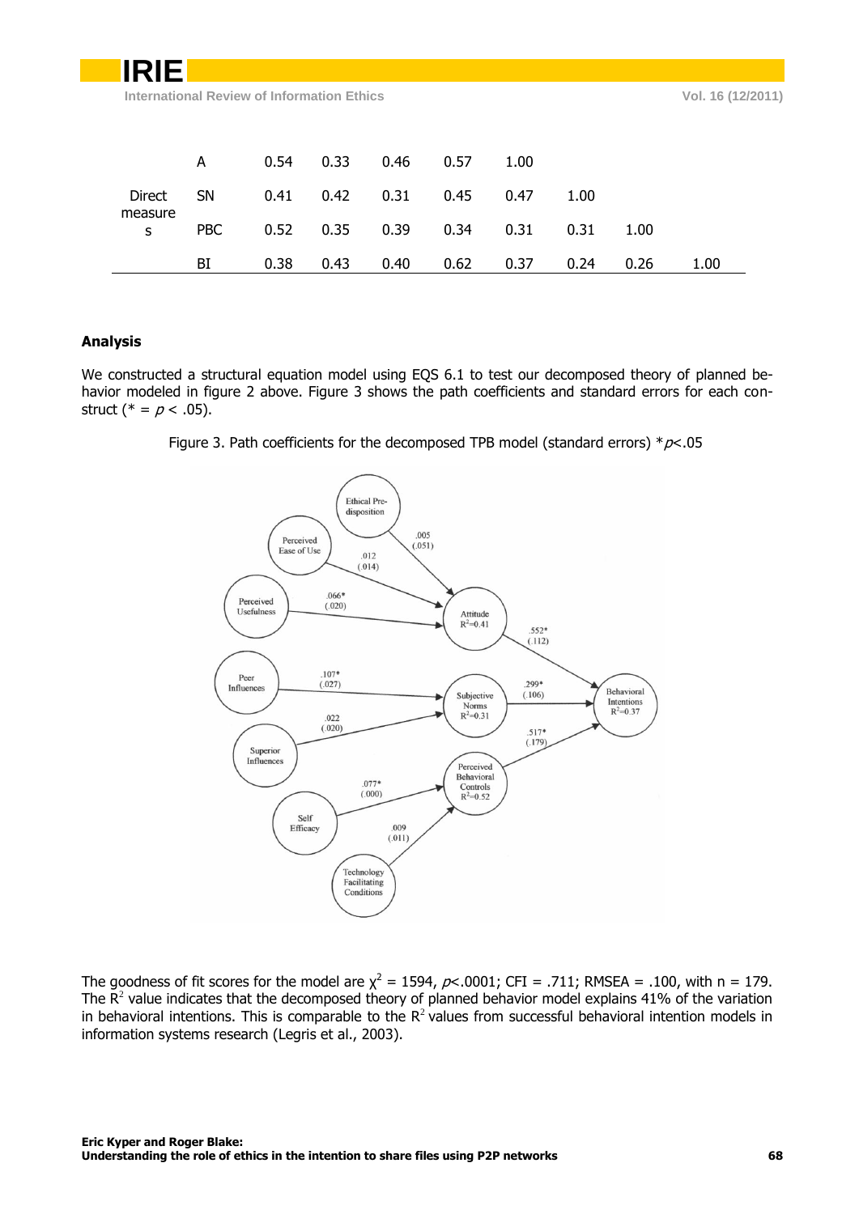| | | | | | | | | | |
|---|---|---|---|---|---|---|---|---|---|
| Direct measures | A | 0.54 | 0.33 | 0.46 | 0.57 | 1.00 | | | |
| | SN | 0.41 | 0.42 | 0.31 | 0.45 | 0.47 | 1.00 | | |
| | PBC | 0.52 | 0.35 | 0.39 | 0.34 | 0.31 | 0.31 | 1.00 | |
| | BI | 0.38 | 0.43 | 0.40 | 0.62 | 0.37 | 0.24 | 0.26 | 1.00 |

## Analysis

We constructed a structural equation model using EQS 6.1 to test our decomposed theory of planned behavior modeled in figure 2 above. Figure 3 shows the path coefficients and standard errors for each construct (* = $p < .05$).

Figure 3. Path coefficients for the decomposed TPB model (standard errors) *$p<.05$

The goodness of fit scores for the model are $\chi^2 = 1594$, $p<.0001$; CFI = .711; RMSEA = .100, with n = 179. The $R^2$ value indicates that the decomposed theory of planned behavior model explains 41% of the variation in behavioral intentions. This is comparable to the $R^2$ values from successful behavioral intention models in information systems research (Legris et al., 2003).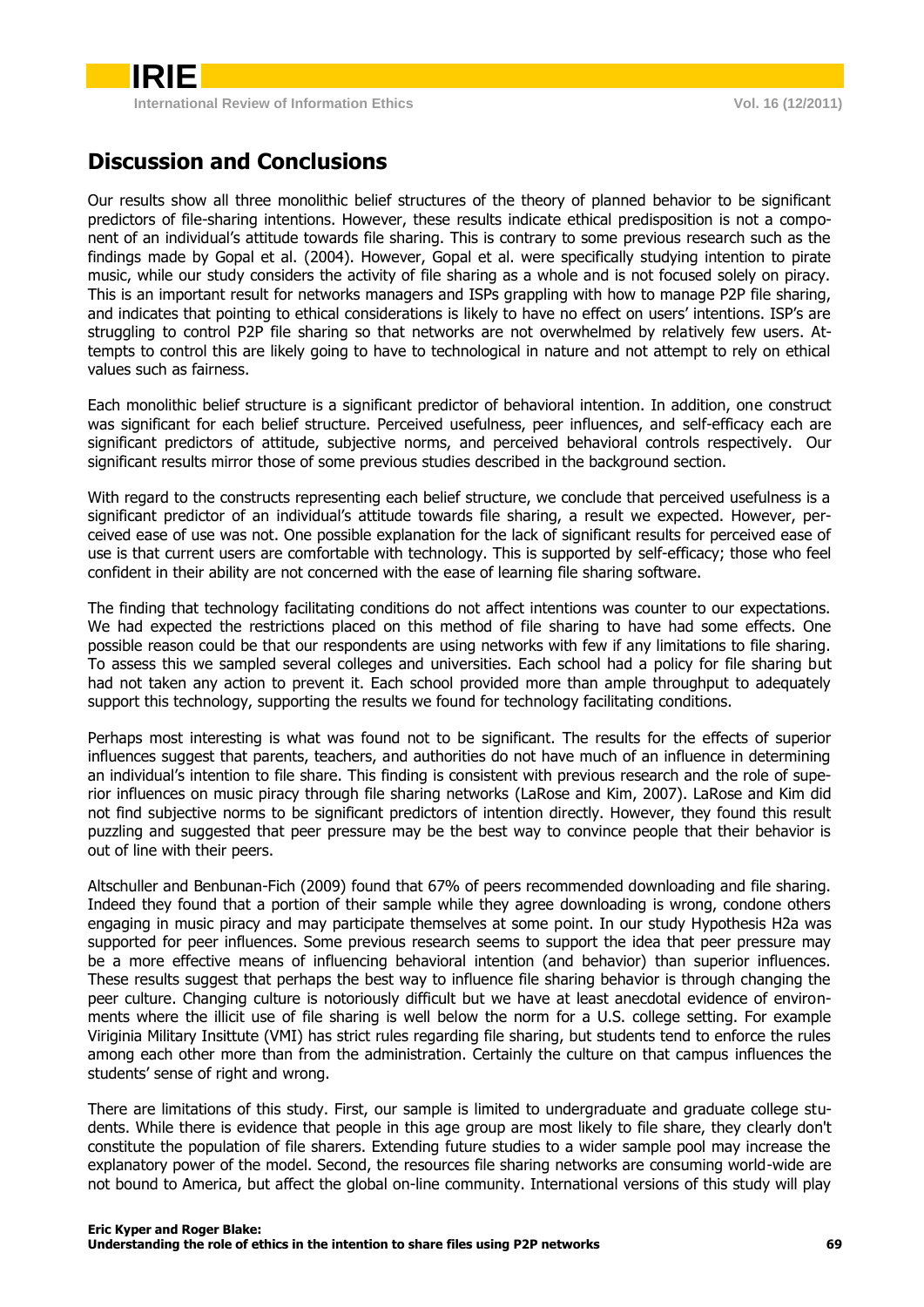## Discussion and Conclusions

Our results show all three monolithic belief structures of the theory of planned behavior to be significant predictors of file-sharing intentions. However, these results indicate ethical predisposition is not a component of an individual's attitude towards file sharing. This is contrary to some previous research such as the findings made by Gopal et al. (2004). However, Gopal et al. were specifically studying intention to pirate music, while our study considers the activity of file sharing as a whole and is not focused solely on piracy. This is an important result for networks managers and ISPs grappling with how to manage P2P file sharing, and indicates that pointing to ethical considerations is likely to have no effect on users' intentions. ISP's are struggling to control P2P file sharing so that networks are not overwhelmed by relatively few users. Attempts to control this are likely going to have to technological in nature and not attempt to rely on ethical values such as fairness.

Each monolithic belief structure is a significant predictor of behavioral intention. In addition, one construct was significant for each belief structure. Perceived usefulness, peer influences, and self-efficacy each are significant predictors of attitude, subjective norms, and perceived behavioral controls respectively. Our significant results mirror those of some previous studies described in the background section.

With regard to the constructs representing each belief structure, we conclude that perceived usefulness is a significant predictor of an individual's attitude towards file sharing, a result we expected. However, perceived ease of use was not. One possible explanation for the lack of significant results for perceived ease of use is that current users are comfortable with technology. This is supported by self-efficacy; those who feel confident in their ability are not concerned with the ease of learning file sharing software.

The finding that technology facilitating conditions do not affect intentions was counter to our expectations. We had expected the restrictions placed on this method of file sharing to have had some effects. One possible reason could be that our respondents are using networks with few if any limitations to file sharing. To assess this we sampled several colleges and universities. Each school had a policy for file sharing but had not taken any action to prevent it. Each school provided more than ample throughput to adequately support this technology, supporting the results we found for technology facilitating conditions.

Perhaps most interesting is what was found not to be significant. The results for the effects of superior influences suggest that parents, teachers, and authorities do not have much of an influence in determining an individual's intention to file share. This finding is consistent with previous research and the role of superior influences on music piracy through file sharing networks (LaRose and Kim, 2007). LaRose and Kim did not find subjective norms to be significant predictors of intention directly. However, they found this result puzzling and suggested that peer pressure may be the best way to convince people that their behavior is out of line with their peers.

Altschuller and Benbunan-Fich (2009) found that 67% of peers recommended downloading and file sharing. Indeed they found that a portion of their sample while they agree downloading is wrong, condone others engaging in music piracy and may participate themselves at some point. In our study Hypothesis H2a was supported for peer influences. Some previous research seems to support the idea that peer pressure may be a more effective means of influencing behavioral intention (and behavior) than superior influences. These results suggest that perhaps the best way to influence file sharing behavior is through changing the peer culture. Changing culture is notoriously difficult but we have at least anecdotal evidence of environments where the illicit use of file sharing is well below the norm for a U.S. college setting. For example Viriginia Military Insittute (VMI) has strict rules regarding file sharing, but students tend to enforce the rules among each other more than from the administration. Certainly the culture on that campus influences the students' sense of right and wrong.

There are limitations of this study. First, our sample is limited to undergraduate and graduate college students. While there is evidence that people in this age group are most likely to file share, they clearly don't constitute the population of file sharers. Extending future studies to a wider sample pool may increase the explanatory power of the model. Second, the resources file sharing networks are consuming world-wide are not bound to America, but affect the global on-line community. International versions of this study will play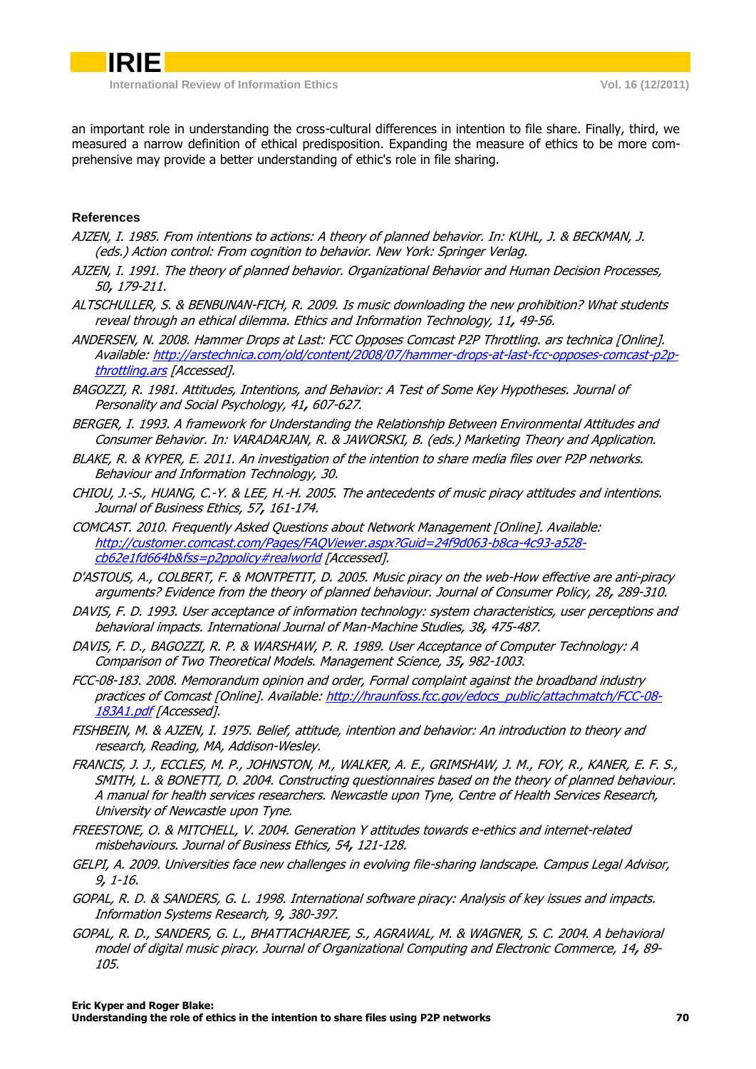an important role in understanding the cross-cultural differences in intention to file share. Finally, third, we measured a narrow definition of ethical predisposition. Expanding the measure of ethics to be more comprehensive may provide a better understanding of ethic's role in file sharing.

### References

*AJZEN, I. 1985. From intentions to actions: A theory of planned behavior. In: KUHL, J. & BECKMAN, J. (eds.) Action control: From cognition to behavior. New York: Springer Verlag.*

*AJZEN, I. 1991. The theory of planned behavior. Organizational Behavior and Human Decision Processes, 50, 179-211.*

*ALTSCHULLER, S. & BENBUNAN-FICH, R. 2009. Is music downloading the new prohibition? What students reveal through an ethical dilemma. Ethics and Information Technology, 11, 49-56.*

*ANDERSEN, N. 2008. Hammer Drops at Last: FCC Opposes Comcast P2P Throttling. ars technica [Online]. Available: http://arstechnica.com/old/content/2008/07/hammer-drops-at-last-fcc-opposes-comcast-p2p-throttling.ars [Accessed].*

*BAGOZZI, R. 1981. Attitudes, Intentions, and Behavior: A Test of Some Key Hypotheses. Journal of Personality and Social Psychology, 41, 607-627.*

*BERGER, I. 1993. A framework for Understanding the Relationship Between Environmental Attitudes and Consumer Behavior. In: VARADARJAN, R. & JAWORSKI, B. (eds.) Marketing Theory and Application.*

*BLAKE, R. & KYPER, E. 2011. An investigation of the intention to share media files over P2P networks. Behaviour and Information Technology, 30.*

*CHIOU, J.-S., HUANG, C.-Y. & LEE, H.-H. 2005. The antecedents of music piracy attitudes and intentions. Journal of Business Ethics, 57, 161-174.*

*COMCAST. 2010. Frequently Asked Questions about Network Management [Online]. Available: http://customer.comcast.com/Pages/FAQViewer.aspx?Guid=24f9d063-b8ca-4c93-a528-cb62e1fd664b&fss=p2ppolicy#realworld [Accessed].*

*D'ASTOUS, A., COLBERT, F. & MONTPETIT, D. 2005. Music piracy on the web-How effective are anti-piracy arguments? Evidence from the theory of planned behaviour. Journal of Consumer Policy, 28, 289-310.*

*DAVIS, F. D. 1993. User acceptance of information technology: system characteristics, user perceptions and behavioral impacts. International Journal of Man-Machine Studies, 38, 475-487.*

*DAVIS, F. D., BAGOZZI, R. P. & WARSHAW, P. R. 1989. User Acceptance of Computer Technology: A Comparison of Two Theoretical Models. Management Science, 35, 982-1003.*

*FCC-08-183. 2008. Memorandum opinion and order, Formal complaint against the broadband industry practices of Comcast [Online]. Available: http://hraunfoss.fcc.gov/edocs_public/attachmatch/FCC-08-183A1.pdf [Accessed].*

*FISHBEIN, M. & AJZEN, I. 1975. Belief, attitude, intention and behavior: An introduction to theory and research, Reading, MA, Addison-Wesley.*

*FRANCIS, J. J., ECCLES, M. P., JOHNSTON, M., WALKER, A. E., GRIMSHAW, J. M., FOY, R., KANER, E. F. S., SMITH, L. & BONETTI, D. 2004. Constructing questionnaires based on the theory of planned behaviour. A manual for health services researchers. Newcastle upon Tyne, Centre of Health Services Research, University of Newcastle upon Tyne.*

*FREESTONE, O. & MITCHELL, V. 2004. Generation Y attitudes towards e-ethics and internet-related misbehaviours. Journal of Business Ethics, 54, 121-128.*

*GELPI, A. 2009. Universities face new challenges in evolving file-sharing landscape. Campus Legal Advisor, 9, 1-16.*

*GOPAL, R. D. & SANDERS, G. L. 1998. International software piracy: Analysis of key issues and impacts. Information Systems Research, 9, 380-397.*

*GOPAL, R. D., SANDERS, G. L., BHATTACHARJEE, S., AGRAWAL, M. & WAGNER, S. C. 2004. A behavioral model of digital music piracy. Journal of Organizational Computing and Electronic Commerce, 14, 89-105.*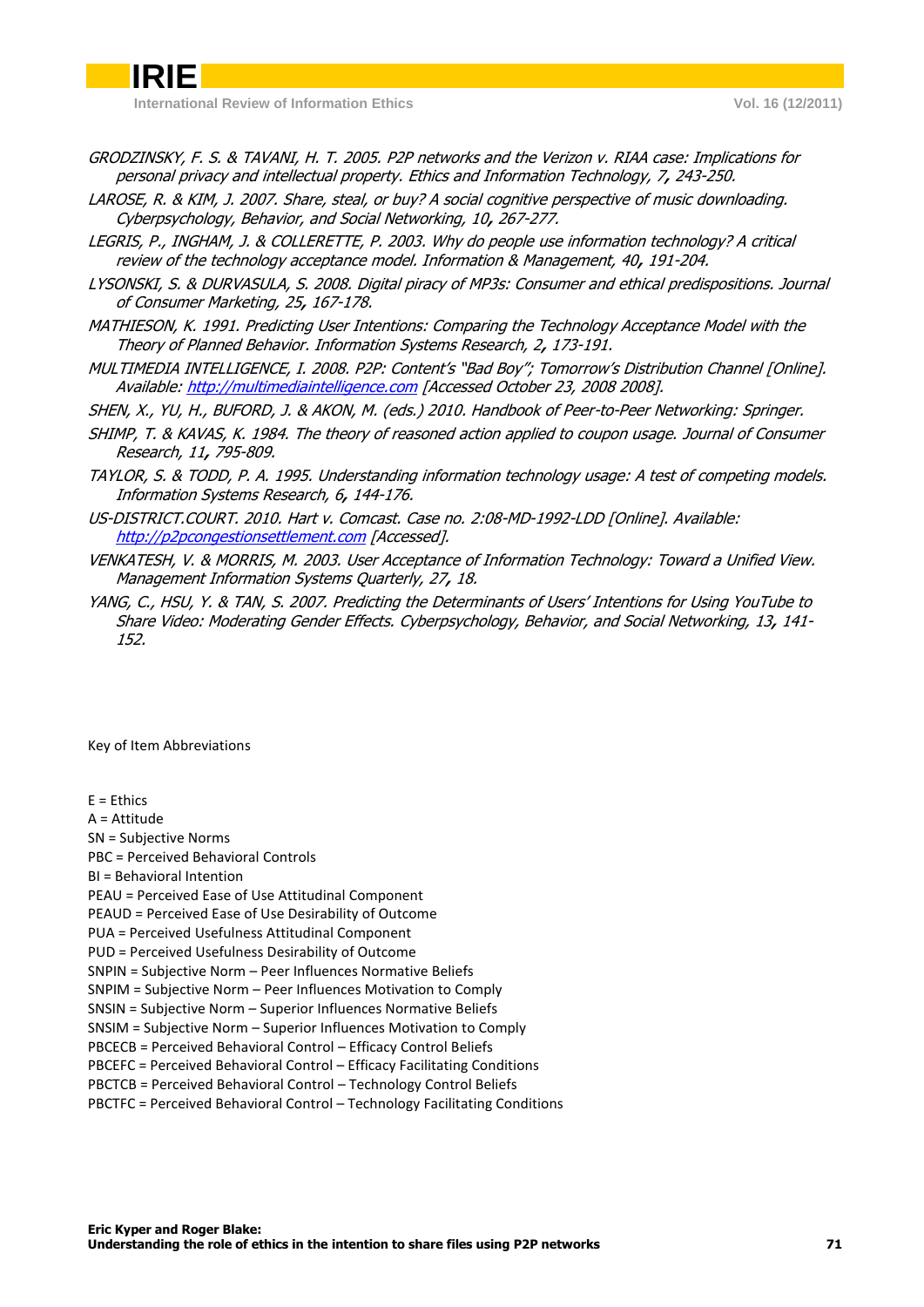*GRODZINSKY, F. S. & TAVANI, H. T. 2005. P2P networks and the Verizon v. RIAA case: Implications for personal privacy and intellectual property. Ethics and Information Technology, 7, 243-250.*

*LAROSE, R. & KIM, J. 2007. Share, steal, or buy? A social cognitive perspective of music downloading. Cyberpsychology, Behavior, and Social Networking, 10, 267-277.*

*LEGRIS, P., INGHAM, J. & COLLERETTE, P. 2003. Why do people use information technology? A critical review of the technology acceptance model. Information & Management, 40, 191-204.*

*LYSONSKI, S. & DURVASULA, S. 2008. Digital piracy of MP3s: Consumer and ethical predispositions. Journal of Consumer Marketing, 25, 167-178.*

*MATHIESON, K. 1991. Predicting User Intentions: Comparing the Technology Acceptance Model with the Theory of Planned Behavior. Information Systems Research, 2, 173-191.*

*MULTIMEDIA INTELLIGENCE, I. 2008. P2P: Content's "Bad Boy"; Tomorrow's Distribution Channel [Online]. Available: http://multimediaintelligence.com [Accessed October 23, 2008 2008].*

*SHEN, X., YU, H., BUFORD, J. & AKON, M. (eds.) 2010. Handbook of Peer-to-Peer Networking: Springer.*

*SHIMP, T. & KAVAS, K. 1984. The theory of reasoned action applied to coupon usage. Journal of Consumer Research, 11, 795-809.*

*TAYLOR, S. & TODD, P. A. 1995. Understanding information technology usage: A test of competing models. Information Systems Research, 6, 144-176.*

*US-DISTRICT.COURT. 2010. Hart v. Comcast. Case no. 2:08-MD-1992-LDD [Online]. Available: http://p2pcongestionsettlement.com [Accessed].*

*VENKATESH, V. & MORRIS, M. 2003. User Acceptance of Information Technology: Toward a Unified View. Management Information Systems Quarterly, 27, 18.*

*YANG, C., HSU, Y. & TAN, S. 2007. Predicting the Determinants of Users' Intentions for Using YouTube to Share Video: Moderating Gender Effects. Cyberpsychology, Behavior, and Social Networking, 13, 141-152.*

Key of Item Abbreviations

E = Ethics
A = Attitude
SN = Subjective Norms
PBC = Perceived Behavioral Controls
BI = Behavioral Intention
PEAU = Perceived Ease of Use Attitudinal Component
PEAUD = Perceived Ease of Use Desirability of Outcome
PUA = Perceived Usefulness Attitudinal Component
PUD = Perceived Usefulness Desirability of Outcome
SNPIN = Subjective Norm – Peer Influences Normative Beliefs
SNPIM = Subjective Norm – Peer Influences Motivation to Comply
SNSIN = Subjective Norm – Superior Influences Normative Beliefs
SNSIM = Subjective Norm – Superior Influences Motivation to Comply
PBCECB = Perceived Behavioral Control – Efficacy Control Beliefs
PBCEFC = Perceived Behavioral Control – Efficacy Facilitating Conditions
PBCTCB = Perceived Behavioral Control – Technology Control Beliefs
PBCTFC = Perceived Behavioral Control – Technology Facilitating Conditions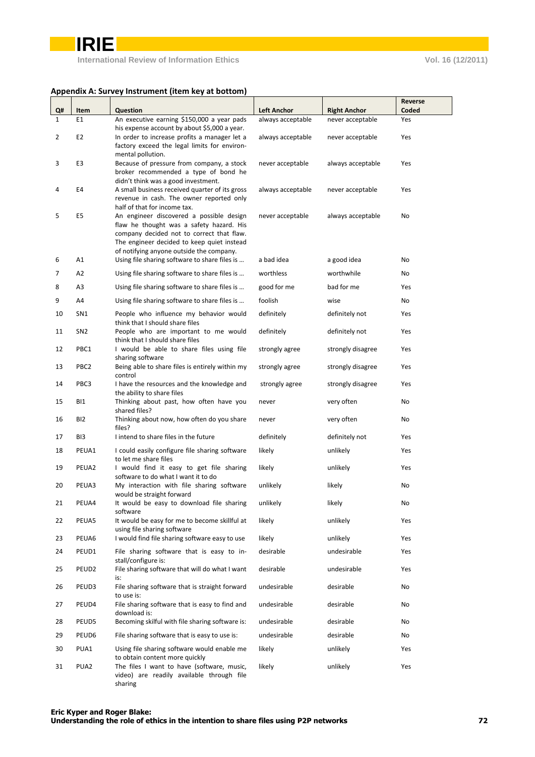## Appendix A: Survey Instrument (item key at bottom)

| Q# | Item | Question | Left Anchor | Right Anchor | Reverse Coded |
|---|---|---|---|---|---|
| 1 | E1 | An executive earning $150,000 a year pads his expense account by about $5,000 a year. | always acceptable | never acceptable | Yes |
| 2 | E2 | In order to increase profits a manager let a factory exceed the legal limits for environmental pollution. | always acceptable | never acceptable | Yes |
| 3 | E3 | Because of pressure from company, a stock broker recommended a type of bond he didn't think was a good investment. | never acceptable | always acceptable | Yes |
| 4 | E4 | A small business received quarter of its gross revenue in cash. The owner reported only half of that for income tax. | always acceptable | never acceptable | Yes |
| 5 | E5 | An engineer discovered a possible design flaw he thought was a safety hazard. His company decided not to correct that flaw. The engineer decided to keep quiet instead of notifying anyone outside the company. | never acceptable | always acceptable | No |
| 6 | A1 | Using file sharing software to share files is … | a bad idea | a good idea | No |
| 7 | A2 | Using file sharing software to share files is … | worthless | worthwhile | No |
| 8 | A3 | Using file sharing software to share files is … | good for me | bad for me | Yes |
| 9 | A4 | Using file sharing software to share files is … | foolish | wise | No |
| 10 | SN1 | People who influence my behavior would think that I should share files | definitely | definitely not | Yes |
| 11 | SN2 | People who are important to me would think that I should share files | definitely | definitely not | Yes |
| 12 | PBC1 | I would be able to share files using file sharing software | strongly agree | strongly disagree | Yes |
| 13 | PBC2 | Being able to share files is entirely within my control | strongly agree | strongly disagree | Yes |
| 14 | PBC3 | I have the resources and the knowledge and the ability to share files | strongly agree | strongly disagree | Yes |
| 15 | BI1 | Thinking about past, how often have you shared files? | never | very often | No |
| 16 | BI2 | Thinking about now, how often do you share files? | never | very often | No |
| 17 | BI3 | I intend to share files in the future | definitely | definitely not | Yes |
| 18 | PEUA1 | I could easily configure file sharing software to let me share files | likely | unlikely | Yes |
| 19 | PEUA2 | I would find it easy to get file sharing software to do what I want it to do | likely | unlikely | Yes |
| 20 | PEUA3 | My interaction with file sharing software would be straight forward | unlikely | likely | No |
| 21 | PEUA4 | It would be easy to download file sharing software | unlikely | likely | No |
| 22 | PEUA5 | It would be easy for me to become skillful at using file sharing software | likely | unlikely | Yes |
| 23 | PEUA6 | I would find file sharing software easy to use | likely | unlikely | Yes |
| 24 | PEUD1 | File sharing software that is easy to install/configure is: | desirable | undesirable | Yes |
| 25 | PEUD2 | File sharing software that will do what I want is: | desirable | undesirable | Yes |
| 26 | PEUD3 | File sharing software that is straight forward to use is: | undesirable | desirable | No |
| 27 | PEUD4 | File sharing software that is easy to find and download is: | undesirable | desirable | No |
| 28 | PEUD5 | Becoming skilful with file sharing software is: | undesirable | desirable | No |
| 29 | PEUD6 | File sharing software that is easy to use is: | undesirable | desirable | No |
| 30 | PUA1 | Using file sharing software would enable me to obtain content more quickly | likely | unlikely | Yes |
| 31 | PUA2 | The files I want to have (software, music, video) are readily available through file sharing | likely | unlikely | Yes |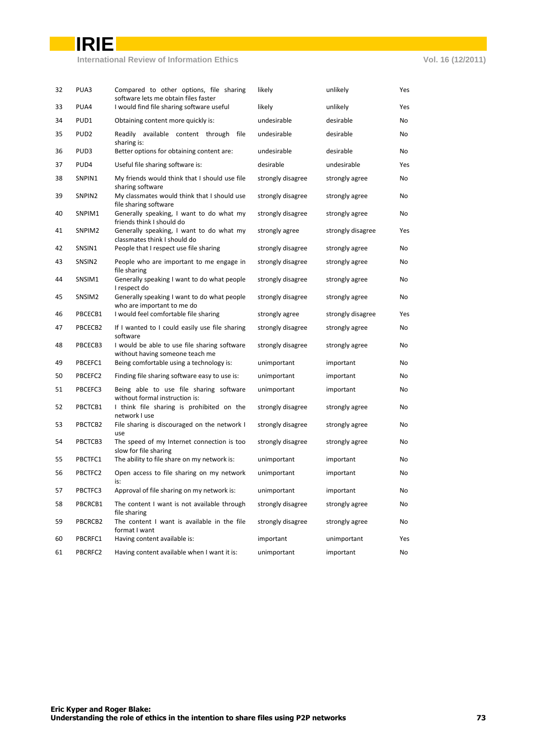| | | | | | |
|---|---|---|---|---|---|
| 32 | PUA3 | Compared to other options, file sharing software lets me obtain files faster | likely | unlikely | Yes |
| 33 | PUA4 | I would find file sharing software useful | likely | unlikely | Yes |
| 34 | PUD1 | Obtaining content more quickly is: | undesirable | desirable | No |
| 35 | PUD2 | Readily available content through file sharing is: | undesirable | desirable | No |
| 36 | PUD3 | Better options for obtaining content are: | undesirable | desirable | No |
| 37 | PUD4 | Useful file sharing software is: | desirable | undesirable | Yes |
| 38 | SNPIN1 | My friends would think that I should use file sharing software | strongly disagree | strongly agree | No |
| 39 | SNPIN2 | My classmates would think that I should use file sharing software | strongly disagree | strongly agree | No |
| 40 | SNPIM1 | Generally speaking, I want to do what my friends think I should do | strongly disagree | strongly agree | No |
| 41 | SNPIM2 | Generally speaking, I want to do what my classmates think I should do | strongly agree | strongly disagree | Yes |
| 42 | SNSIN1 | People that I respect use file sharing | strongly disagree | strongly agree | No |
| 43 | SNSIN2 | People who are important to me engage in file sharing | strongly disagree | strongly agree | No |
| 44 | SNSIM1 | Generally speaking I want to do what people I respect do | strongly disagree | strongly agree | No |
| 45 | SNSIM2 | Generally speaking I want to do what people who are important to me do | strongly disagree | strongly agree | No |
| 46 | PBCECB1 | I would feel comfortable file sharing | strongly agree | strongly disagree | Yes |
| 47 | PBCECB2 | If I wanted to I could easily use file sharing software | strongly disagree | strongly agree | No |
| 48 | PBCECB3 | I would be able to use file sharing software without having someone teach me | strongly disagree | strongly agree | No |
| 49 | PBCEFC1 | Being comfortable using a technology is: | unimportant | important | No |
| 50 | PBCEFC2 | Finding file sharing software easy to use is: | unimportant | important | No |
| 51 | PBCEFC3 | Being able to use file sharing software without formal instruction is: | unimportant | important | No |
| 52 | PBCTCB1 | I think file sharing is prohibited on the network I use | strongly disagree | strongly agree | No |
| 53 | PBCTCB2 | File sharing is discouraged on the network I use | strongly disagree | strongly agree | No |
| 54 | PBCTCB3 | The speed of my Internet connection is too slow for file sharing | strongly disagree | strongly agree | No |
| 55 | PBCTFC1 | The ability to file share on my network is: | unimportant | important | No |
| 56 | PBCTFC2 | Open access to file sharing on my network is: | unimportant | important | No |
| 57 | PBCTFC3 | Approval of file sharing on my network is: | unimportant | important | No |
| 58 | PBCRCB1 | The content I want is not available through file sharing | strongly disagree | strongly agree | No |
| 59 | PBCRCB2 | The content I want is available in the file format I want | strongly disagree | strongly agree | No |
| 60 | PBCRFC1 | Having content available is: | important | unimportant | Yes |
| 61 | PBCRFC2 | Having content available when I want it is: | unimportant | important | No |